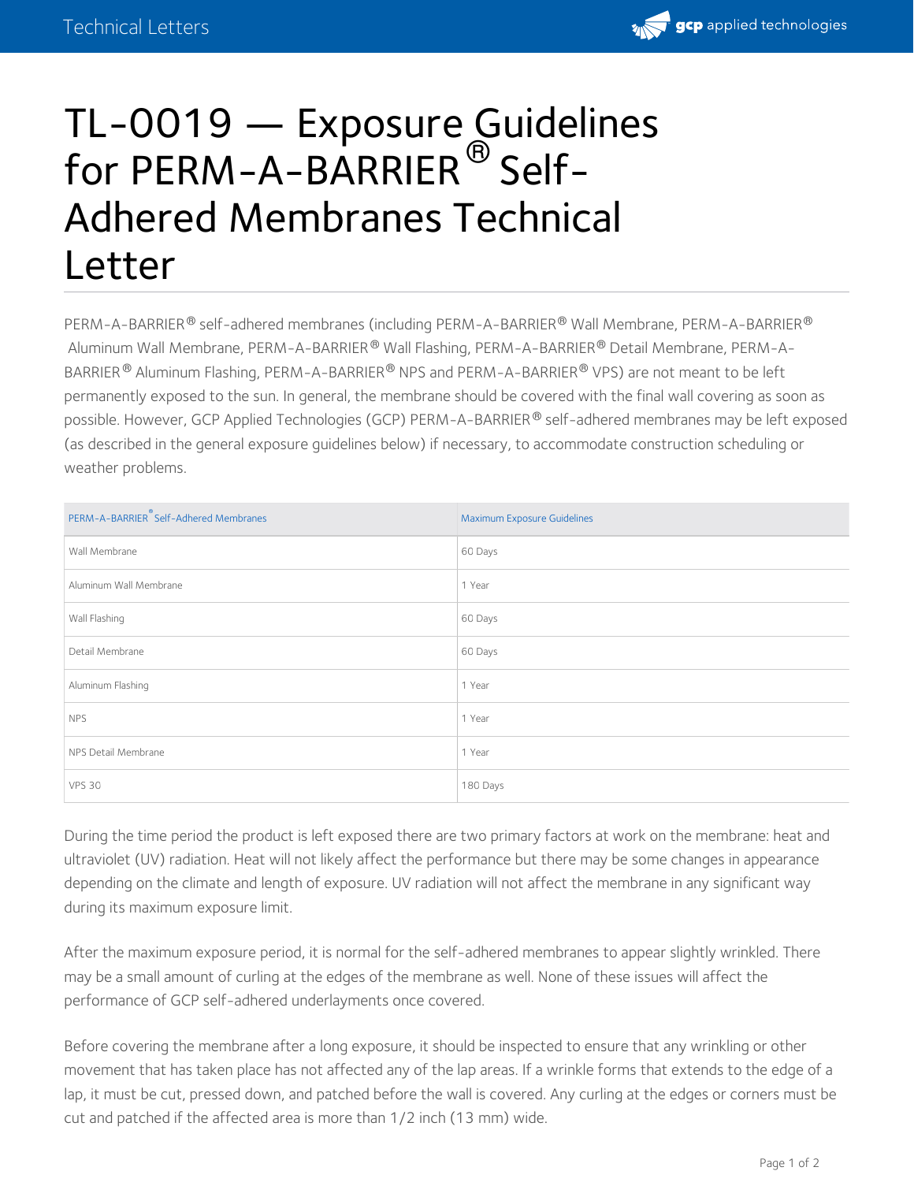# TL-0019 — Exposure Guidelines for PERM-A-BARRIER® Self-Adhered Membranes Technical Letter

PERM-A-BARRIER® self-adhered membranes (including PERM-A-BARRIER® Wall Membrane, PERM-A-BARRIER® Aluminum Wall Membrane, PERM-A-BARRIER® Wall Flashing, PERM-A-BARRIER® Detail Membrane, PERM-A-BARRIER® Aluminum Flashing, PERM-A-BARRIER® NPS and PERM-A-BARRIER® VPS) are not meant to be left permanently exposed to the sun. In general, the membrane should be covered with the final wall covering as soon as possible. However, GCP Applied Technologies (GCP) PERM-A-BARRIER® self-adhered membranes may be left exposed (as described in the general exposure guidelines below) if necessary, to accommodate construction scheduling or weather problems.

| PERM-A-BARRIER® Self-Adhered Membranes | Maximum Exposure Guidelines |
|---|---|
| Wall Membrane | 60 Days |
| Aluminum Wall Membrane | 1 Year |
| Wall Flashing | 60 Days |
| Detail Membrane | 60 Days |
| Aluminum Flashing | 1 Year |
| NPS | 1 Year |
| NPS Detail Membrane | 1 Year |
| VPS 30 | 180 Days |

During the time period the product is left exposed there are two primary factors at work on the membrane: heat and ultraviolet (UV) radiation. Heat will not likely affect the performance but there may be some changes in appearance depending on the climate and length of exposure. UV radiation will not affect the membrane in any significant way during its maximum exposure limit.

After the maximum exposure period, it is normal for the self-adhered membranes to appear slightly wrinkled. There may be a small amount of curling at the edges of the membrane as well. None of these issues will affect the performance of GCP self-adhered underlayments once covered.

Before covering the membrane after a long exposure, it should be inspected to ensure that any wrinkling or other movement that has taken place has not affected any of the lap areas. If a wrinkle forms that extends to the edge of a lap, it must be cut, pressed down, and patched before the wall is covered. Any curling at the edges or corners must be cut and patched if the affected area is more than 1/2 inch (13 mm) wide.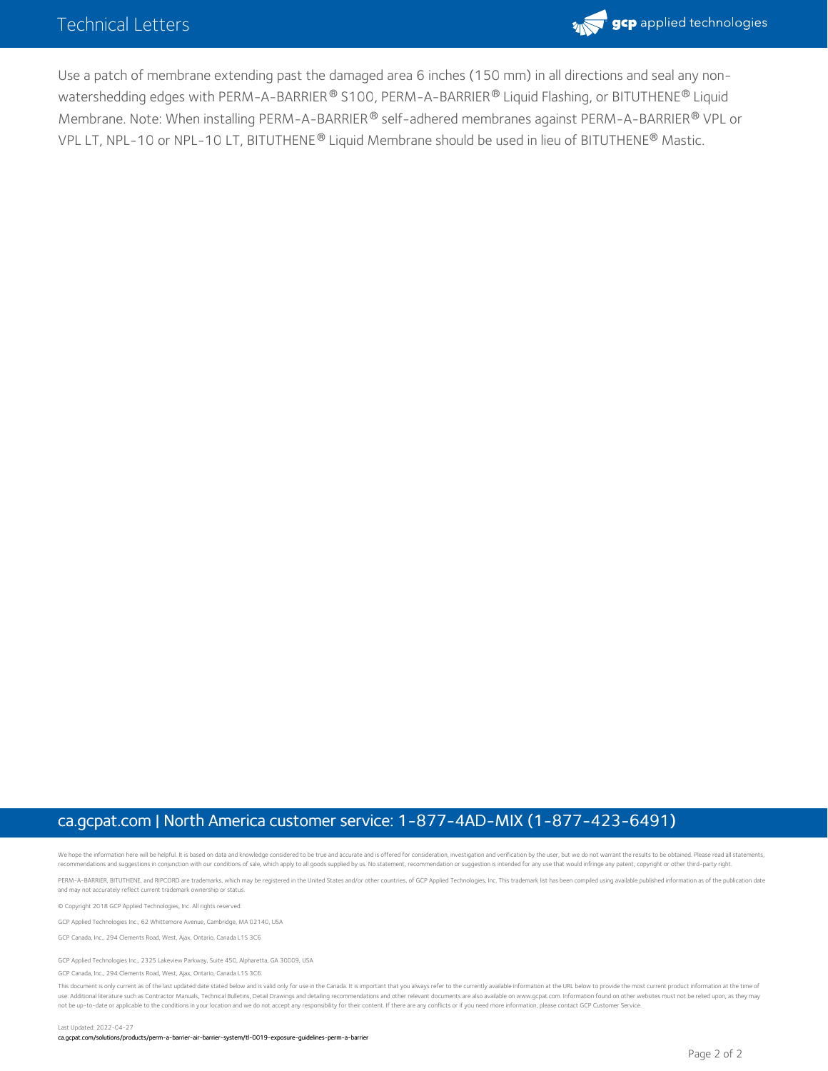Use a patch of membrane extending past the damaged area 6 inches (150 mm) in all directions and seal any non-watershedding edges with PERM-A-BARRIER® S100, PERM-A-BARRIER® Liquid Flashing, or BITUTHENE® Liquid Membrane. Note: When installing PERM-A-BARRIER® self-adhered membranes against PERM-A-BARRIER® VPL or VPL LT, NPL-10 or NPL-10 LT, BITUTHENE® Liquid Membrane should be used in lieu of BITUTHENE® Mastic.

ca.gcpat.com | North America customer service: 1-877-4AD-MIX (1-877-423-6491)

We hope the information here will be helpful. It is based on data and knowledge considered to be true and accurate and is offered for consideration, investigation and verification by the user, but we do not warrant the results to be obtained. Please read all statements, recommendations and suggestions in conjunction with our conditions of sale, which apply to all goods supplied by us. No statement, recommendation or suggestion is intended for any use that would infringe any patent, copyright or other third-party right.

PERM-A-BARRIER, BITUTHENE, and RIPCORD are trademarks, which may be registered in the United States and/or other countries, of GCP Applied Technologies, Inc. This trademark list has been compiled using available published information as of the publication date and may not accurately reflect current trademark ownership or status.

© Copyright 2018 GCP Applied Technologies, Inc. All rights reserved.

GCP Applied Technologies Inc., 62 Whittemore Avenue, Cambridge, MA 02140, USA

GCP Canada, Inc., 294 Clements Road, West, Ajax, Ontario, Canada L1S 3C6

GCP Applied Technologies Inc., 2325 Lakeview Parkway, Suite 450, Alpharetta, GA 30009, USA

GCP Canada, Inc., 294 Clements Road, West, Ajax, Ontario, Canada L1S 3C6.

This document is only current as of the last updated date stated below and is valid only for use in the Canada. It is important that you always refer to the currently available information at the URL below to provide the most current product information at the time of use. Additional literature such as Contractor Manuals, Technical Bulletins, Detail Drawings and detailing recommendations and other relevant documents are also available on www.gcpat.com. Information found on other websites must not be relied upon, as they may not be up-to-date or applicable to the conditions in your location and we do not accept any responsibility for their content. If there are any conflicts or if you need more information, please contact GCP Customer Service.

Last Updated: 2022-04-27

ca.gcpat.com/solutions/products/perm-a-barrier-air-barrier-system/tl-0019-exposure-guidelines-perm-a-barrier